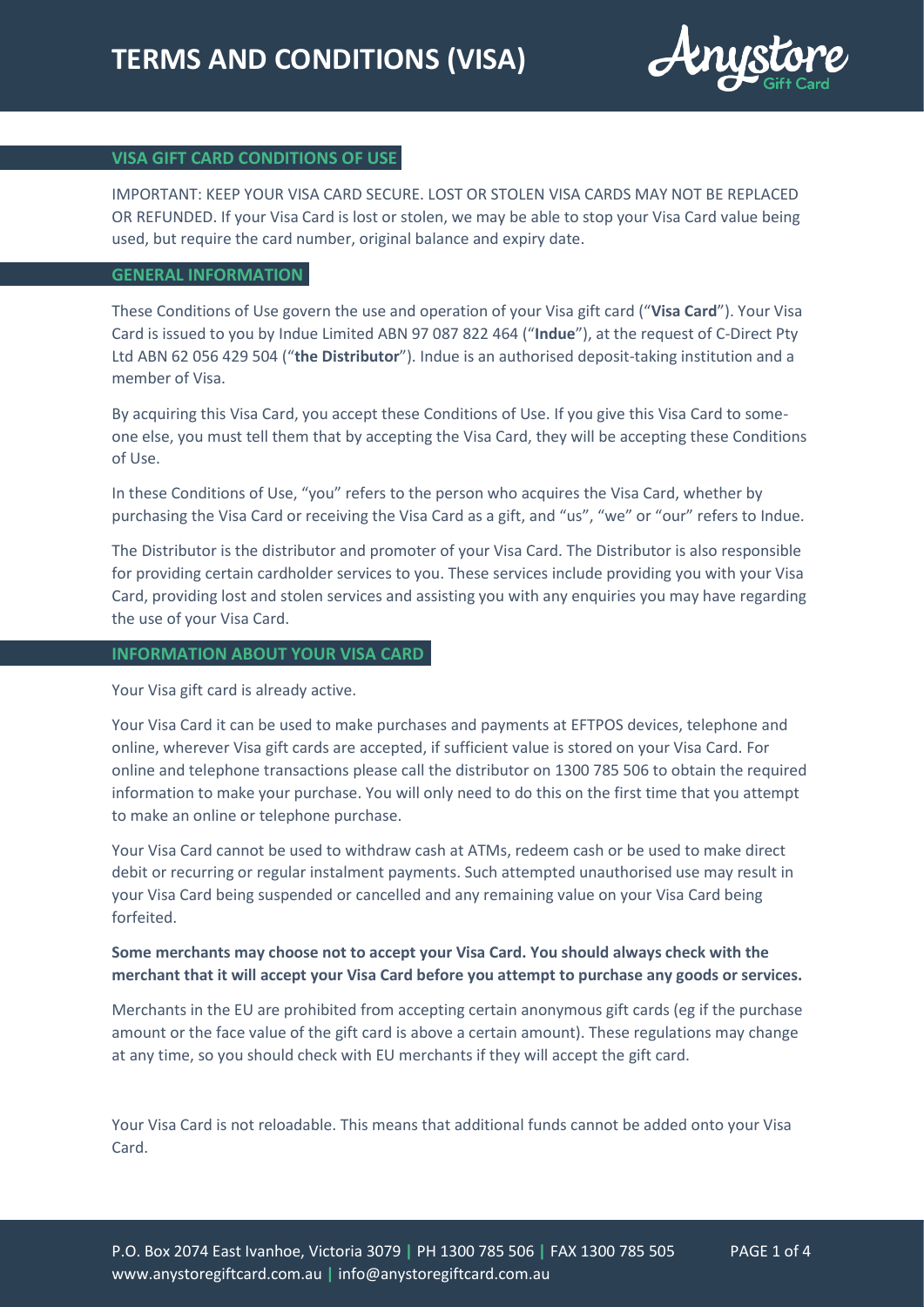# TERMS AND CONDITIONS (VISA)

## VISA GIFT CARD CONDITIONS OF USE

IMPORTANT: KEEP YOUR VISA CARD SECURE. LOST OR STOLEN VISA CARDS MAY NOT BE REPLACED OR REFUNDED. If your Visa Card is lost or stolen, we may be able to stop your Visa Card value being used, but require the card number, original balance and expiry date.

## GENERAL INFORMATION

These Conditions of Use govern the use and operation of your Visa gift card ("**Visa Card**"). Your Visa Card is issued to you by Indue Limited ABN 97 087 822 464 ("**Indue**"), at the request of C-Direct Pty Ltd ABN 62 056 429 504 ("**the Distributor**"). Indue is an authorised deposit-taking institution and a member of Visa.

By acquiring this Visa Card, you accept these Conditions of Use. If you give this Visa Card to some-one else, you must tell them that by accepting the Visa Card, they will be accepting these Conditions of Use.

In these Conditions of Use, "you" refers to the person who acquires the Visa Card, whether by purchasing the Visa Card or receiving the Visa Card as a gift, and "us", "we" or "our" refers to Indue.

The Distributor is the distributor and promoter of your Visa Card. The Distributor is also responsible for providing certain cardholder services to you. These services include providing you with your Visa Card, providing lost and stolen services and assisting you with any enquiries you may have regarding the use of your Visa Card.

## INFORMATION ABOUT YOUR VISA CARD

Your Visa gift card is already active.

Your Visa Card it can be used to make purchases and payments at EFTPOS devices, telephone and online, wherever Visa gift cards are accepted, if sufficient value is stored on your Visa Card. For online and telephone transactions please call the distributor on 1300 785 506 to obtain the required information to make your purchase. You will only need to do this on the first time that you attempt to make an online or telephone purchase.

Your Visa Card cannot be used to withdraw cash at ATMs, redeem cash or be used to make direct debit or recurring or regular instalment payments. Such attempted unauthorised use may result in your Visa Card being suspended or cancelled and any remaining value on your Visa Card being forfeited.

**Some merchants may choose not to accept your Visa Card. You should always check with the merchant that it will accept your Visa Card before you attempt to purchase any goods or services.**

Merchants in the EU are prohibited from accepting certain anonymous gift cards (eg if the purchase amount or the face value of the gift card is above a certain amount). These regulations may change at any time, so you should check with EU merchants if they will accept the gift card.

Your Visa Card is not reloadable. This means that additional funds cannot be added onto your Visa Card.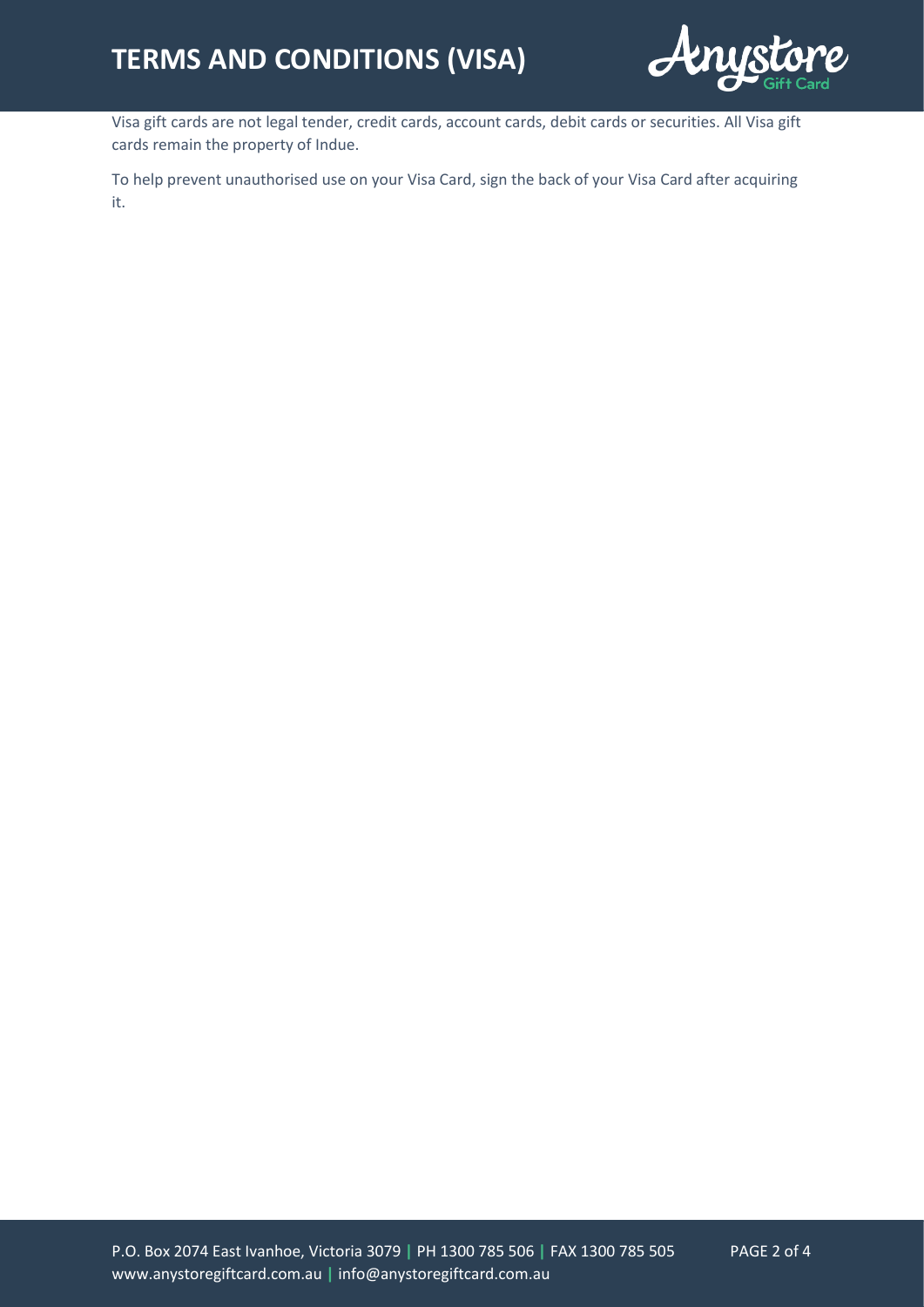Visa gift cards are not legal tender, credit cards, account cards, debit cards or securities. All Visa gift cards remain the property of Indue.

To help prevent unauthorised use on your Visa Card, sign the back of your Visa Card after acquiring it.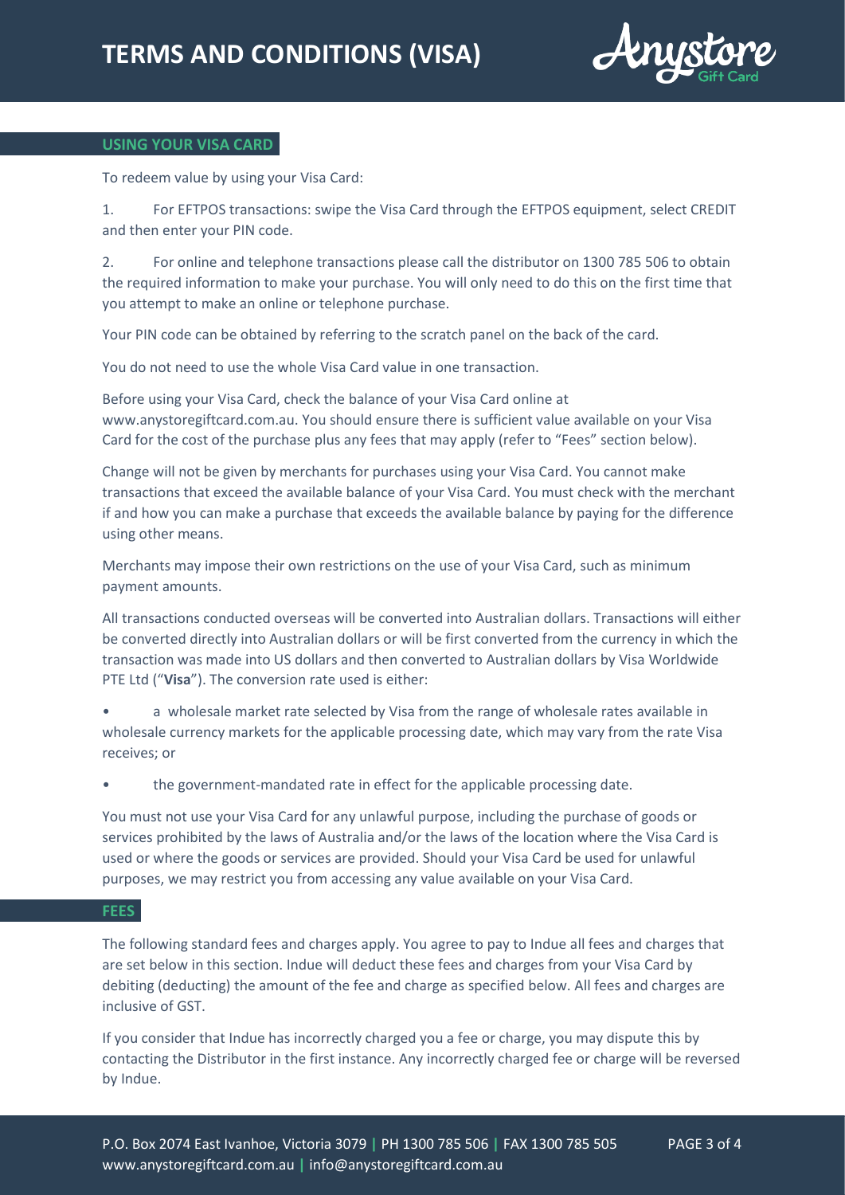## USING YOUR VISA CARD

To redeem value by using your Visa Card:

1. For EFTPOS transactions: swipe the Visa Card through the EFTPOS equipment, select CREDIT and then enter your PIN code.

2. For online and telephone transactions please call the distributor on 1300 785 506 to obtain the required information to make your purchase. You will only need to do this on the first time that you attempt to make an online or telephone purchase.

Your PIN code can be obtained by referring to the scratch panel on the back of the card.

You do not need to use the whole Visa Card value in one transaction.

Before using your Visa Card, check the balance of your Visa Card online at www.anystoregiftcard.com.au. You should ensure there is sufficient value available on your Visa Card for the cost of the purchase plus any fees that may apply (refer to "Fees" section below).

Change will not be given by merchants for purchases using your Visa Card. You cannot make transactions that exceed the available balance of your Visa Card. You must check with the merchant if and how you can make a purchase that exceeds the available balance by paying for the difference using other means.

Merchants may impose their own restrictions on the use of your Visa Card, such as minimum payment amounts.

All transactions conducted overseas will be converted into Australian dollars. Transactions will either be converted directly into Australian dollars or will be first converted from the currency in which the transaction was made into US dollars and then converted to Australian dollars by Visa Worldwide PTE Ltd ("**Visa**"). The conversion rate used is either:

- a wholesale market rate selected by Visa from the range of wholesale rates available in wholesale currency markets for the applicable processing date, which may vary from the rate Visa receives; or
- the government-mandated rate in effect for the applicable processing date.

You must not use your Visa Card for any unlawful purpose, including the purchase of goods or services prohibited by the laws of Australia and/or the laws of the location where the Visa Card is used or where the goods or services are provided. Should your Visa Card be used for unlawful purposes, we may restrict you from accessing any value available on your Visa Card.

## FEES

The following standard fees and charges apply. You agree to pay to Indue all fees and charges that are set below in this section. Indue will deduct these fees and charges from your Visa Card by debiting (deducting) the amount of the fee and charge as specified below. All fees and charges are inclusive of GST.

If you consider that Indue has incorrectly charged you a fee or charge, you may dispute this by contacting the Distributor in the first instance. Any incorrectly charged fee or charge will be reversed by Indue.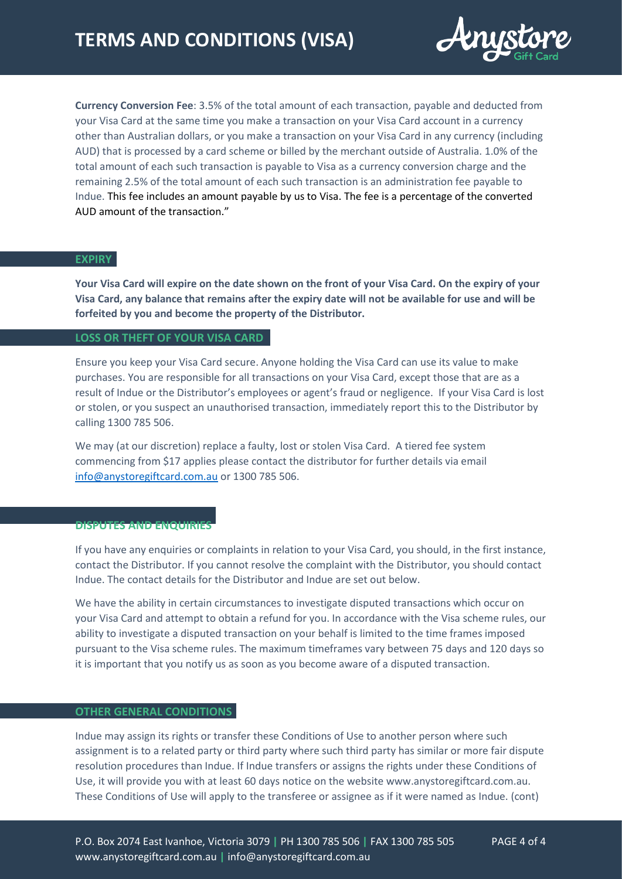**Currency Conversion Fee**: 3.5% of the total amount of each transaction, payable and deducted from your Visa Card at the same time you make a transaction on your Visa Card account in a currency other than Australian dollars, or you make a transaction on your Visa Card in any currency (including AUD) that is processed by a card scheme or billed by the merchant outside of Australia. 1.0% of the total amount of each such transaction is payable to Visa as a currency conversion charge and the remaining 2.5% of the total amount of each such transaction is an administration fee payable to Indue. This fee includes an amount payable by us to Visa. The fee is a percentage of the converted AUD amount of the transaction."

## EXPIRY

**Your Visa Card will expire on the date shown on the front of your Visa Card. On the expiry of your Visa Card, any balance that remains after the expiry date will not be available for use and will be forfeited by you and become the property of the Distributor.**

## LOSS OR THEFT OF YOUR VISA CARD

Ensure you keep your Visa Card secure. Anyone holding the Visa Card can use its value to make purchases. You are responsible for all transactions on your Visa Card, except those that are as a result of Indue or the Distributor's employees or agent's fraud or negligence. If your Visa Card is lost or stolen, or you suspect an unauthorised transaction, immediately report this to the Distributor by calling 1300 785 506.

We may (at our discretion) replace a faulty, lost or stolen Visa Card. A tiered fee system commencing from $17 applies please contact the distributor for further details via email info@anystoregiftcard.com.au or 1300 785 506.

## DISPUTES AND ENQUIRIES

If you have any enquiries or complaints in relation to your Visa Card, you should, in the first instance, contact the Distributor. If you cannot resolve the complaint with the Distributor, you should contact Indue. The contact details for the Distributor and Indue are set out below.

We have the ability in certain circumstances to investigate disputed transactions which occur on your Visa Card and attempt to obtain a refund for you. In accordance with the Visa scheme rules, our ability to investigate a disputed transaction on your behalf is limited to the time frames imposed pursuant to the Visa scheme rules. The maximum timeframes vary between 75 days and 120 days so it is important that you notify us as soon as you become aware of a disputed transaction.

## OTHER GENERAL CONDITIONS

Indue may assign its rights or transfer these Conditions of Use to another person where such assignment is to a related party or third party where such third party has similar or more fair dispute resolution procedures than Indue. If Indue transfers or assigns the rights under these Conditions of Use, it will provide you with at least 60 days notice on the website www.anystoregiftcard.com.au. These Conditions of Use will apply to the transferee or assignee as if it were named as Indue. (cont)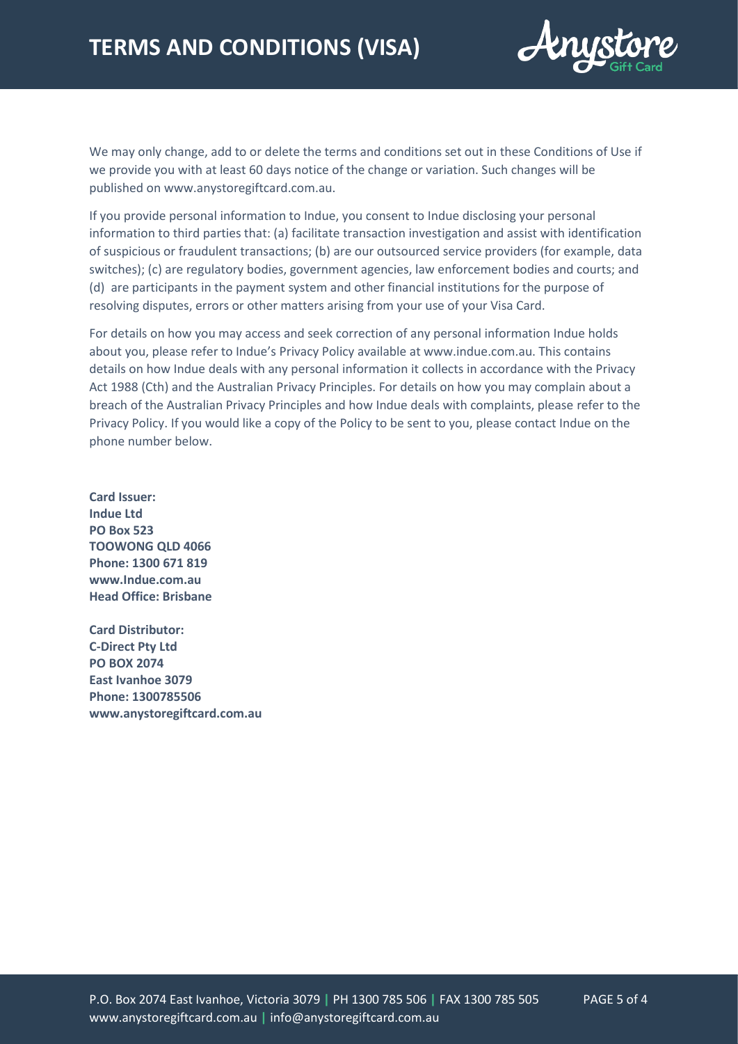We may only change, add to or delete the terms and conditions set out in these Conditions of Use if we provide you with at least 60 days notice of the change or variation. Such changes will be published on www.anystoregiftcard.com.au.

If you provide personal information to Indue, you consent to Indue disclosing your personal information to third parties that: (a) facilitate transaction investigation and assist with identification of suspicious or fraudulent transactions; (b) are our outsourced service providers (for example, data switches); (c) are regulatory bodies, government agencies, law enforcement bodies and courts; and (d) are participants in the payment system and other financial institutions for the purpose of resolving disputes, errors or other matters arising from your use of your Visa Card.

For details on how you may access and seek correction of any personal information Indue holds about you, please refer to Indue's Privacy Policy available at www.indue.com.au. This contains details on how Indue deals with any personal information it collects in accordance with the Privacy Act 1988 (Cth) and the Australian Privacy Principles. For details on how you may complain about a breach of the Australian Privacy Principles and how Indue deals with complaints, please refer to the Privacy Policy. If you would like a copy of the Policy to be sent to you, please contact Indue on the phone number below.

**Card Issuer:**
**Indue Ltd**
**PO Box 523**
**TOOWONG QLD 4066**
**Phone: 1300 671 819**
**www.Indue.com.au**
**Head Office: Brisbane**

**Card Distributor:**
**C-Direct Pty Ltd**
**PO BOX 2074**
**East Ivanhoe 3079**
**Phone: 1300785506**
**www.anystoregiftcard.com.au**